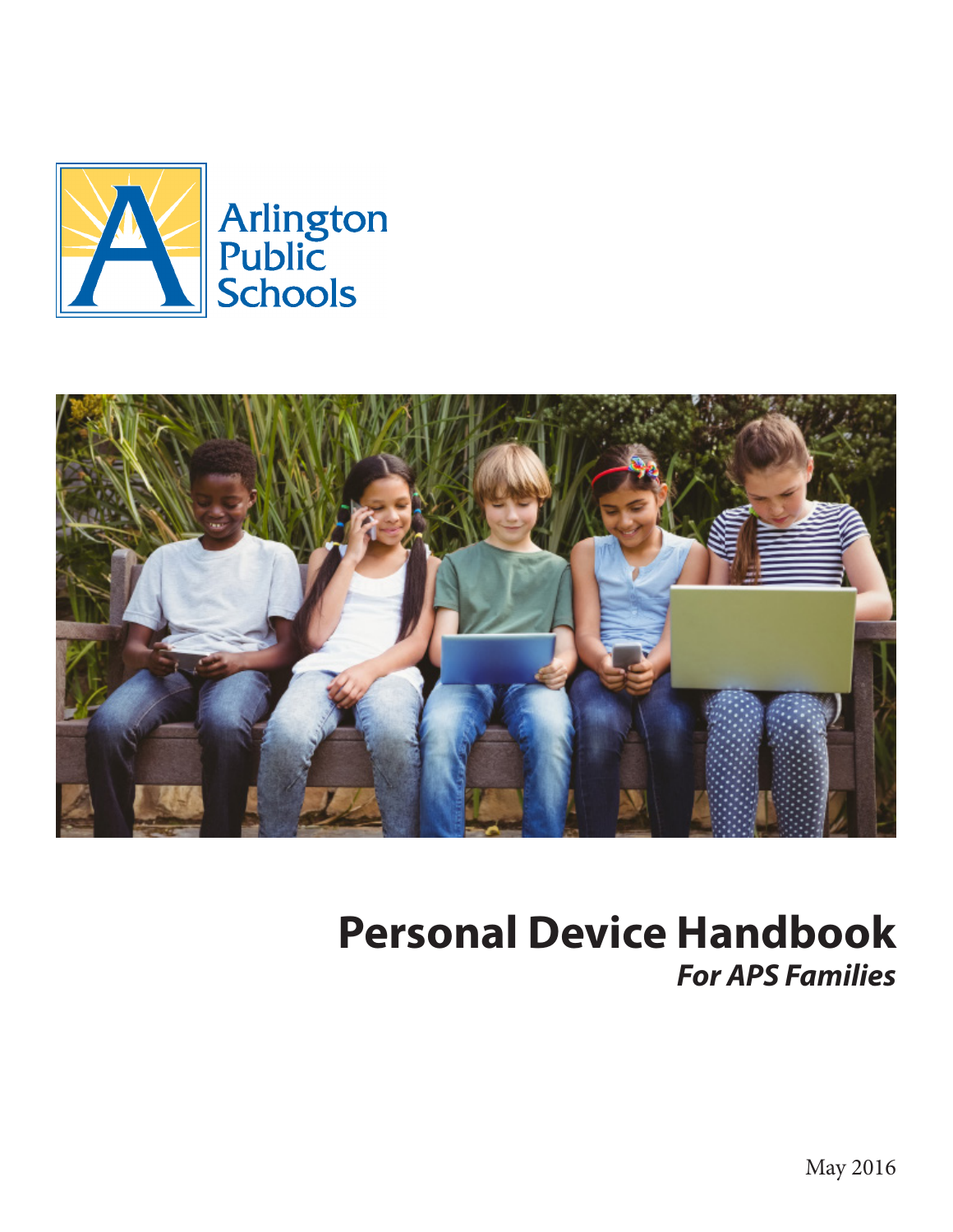Arlington Public Schools

# Personal Device Handbook

***For APS Families***

May 2016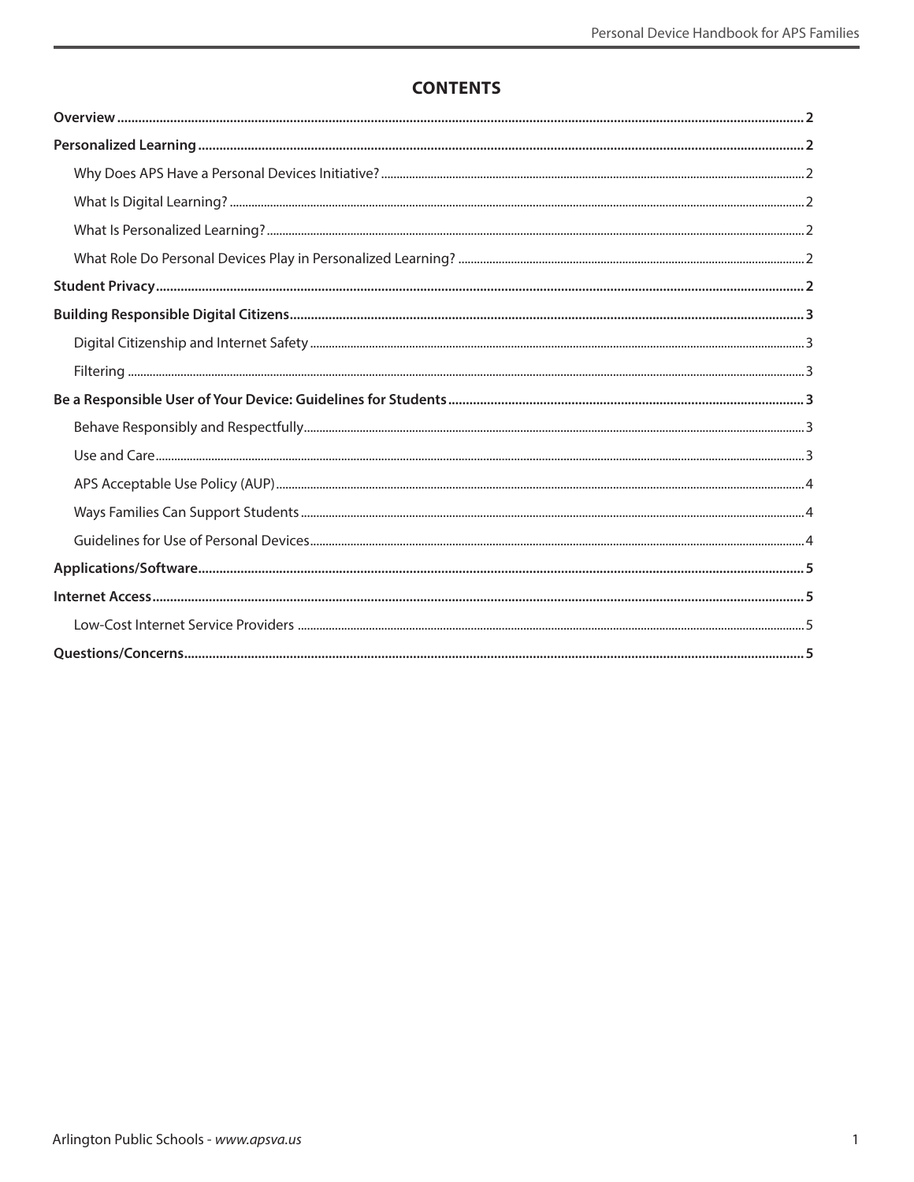## CONTENTS

**Overview** .......... **2**

**Personalized Learning** .......... **2**

- Why Does APS Have a Personal Devices Initiative? .......... 2
- What Is Digital Learning? .......... 2
- What Is Personalized Learning? .......... 2
- What Role Do Personal Devices Play in Personalized Learning? .......... 2

**Student Privacy** .......... **2**

**Building Responsible Digital Citizens** .......... **3**

- Digital Citizenship and Internet Safety .......... 3
- Filtering .......... 3

**Be a Responsible User of Your Device: Guidelines for Students** .......... **3**

- Behave Responsibly and Respectfully .......... 3
- Use and Care .......... 3
- APS Acceptable Use Policy (AUP) .......... 4
- Ways Families Can Support Students .......... 4
- Guidelines for Use of Personal Devices .......... 4

**Applications/Software** .......... **5**

**Internet Access** .......... **5**

- Low-Cost Internet Service Providers .......... 5

**Questions/Concerns** .......... **5**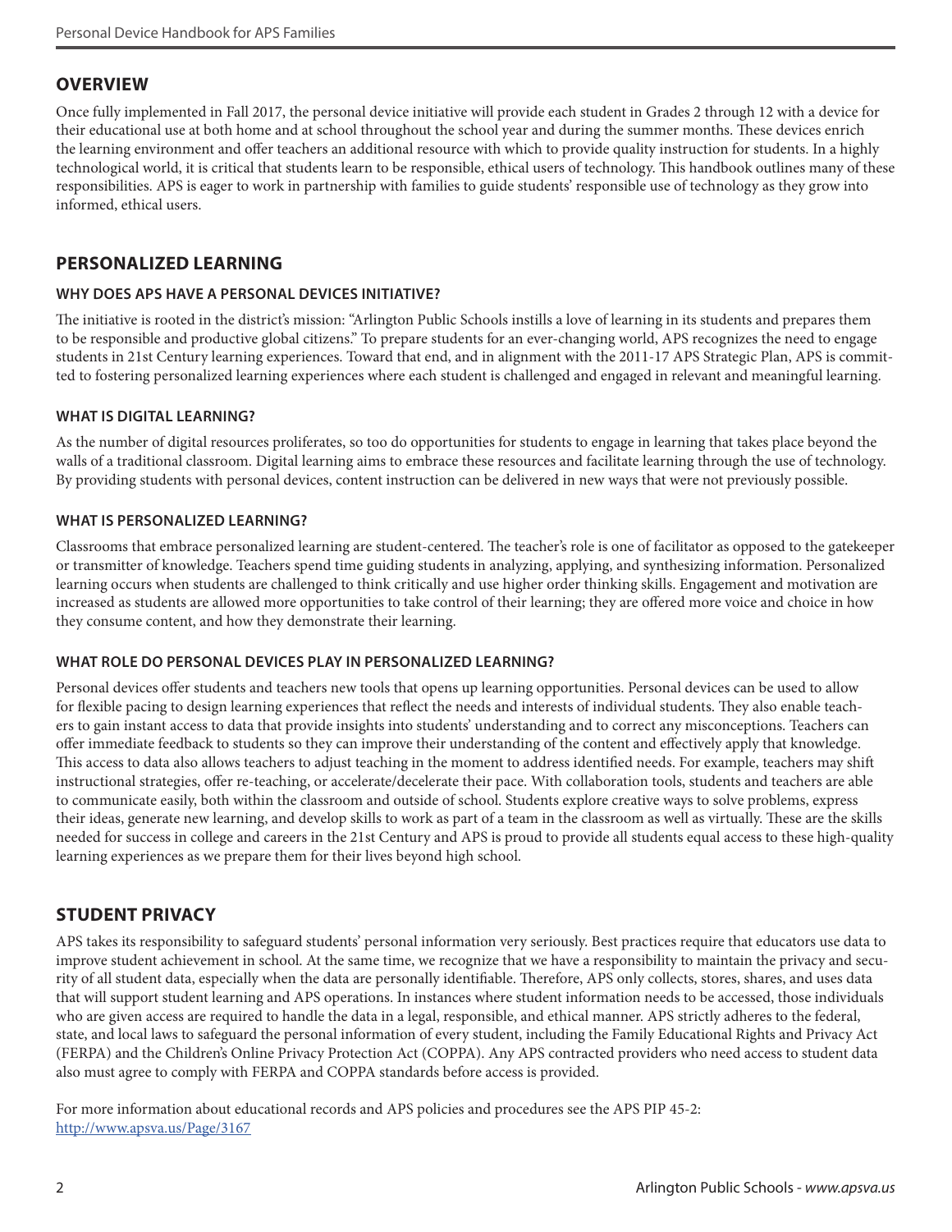## OVERVIEW

Once fully implemented in Fall 2017, the personal device initiative will provide each student in Grades 2 through 12 with a device for their educational use at both home and at school throughout the school year and during the summer months. These devices enrich the learning environment and offer teachers an additional resource with which to provide quality instruction for students. In a highly technological world, it is critical that students learn to be responsible, ethical users of technology. This handbook outlines many of these responsibilities. APS is eager to work in partnership with families to guide students' responsible use of technology as they grow into informed, ethical users.

## PERSONALIZED LEARNING

### WHY DOES APS HAVE A PERSONAL DEVICES INITIATIVE?

The initiative is rooted in the district's mission: "Arlington Public Schools instills a love of learning in its students and prepares them to be responsible and productive global citizens." To prepare students for an ever-changing world, APS recognizes the need to engage students in 21st Century learning experiences. Toward that end, and in alignment with the 2011-17 APS Strategic Plan, APS is committed to fostering personalized learning experiences where each student is challenged and engaged in relevant and meaningful learning.

### WHAT IS DIGITAL LEARNING?

As the number of digital resources proliferates, so too do opportunities for students to engage in learning that takes place beyond the walls of a traditional classroom. Digital learning aims to embrace these resources and facilitate learning through the use of technology. By providing students with personal devices, content instruction can be delivered in new ways that were not previously possible.

### WHAT IS PERSONALIZED LEARNING?

Classrooms that embrace personalized learning are student-centered. The teacher's role is one of facilitator as opposed to the gatekeeper or transmitter of knowledge. Teachers spend time guiding students in analyzing, applying, and synthesizing information. Personalized learning occurs when students are challenged to think critically and use higher order thinking skills. Engagement and motivation are increased as students are allowed more opportunities to take control of their learning; they are offered more voice and choice in how they consume content, and how they demonstrate their learning.

### WHAT ROLE DO PERSONAL DEVICES PLAY IN PERSONALIZED LEARNING?

Personal devices offer students and teachers new tools that opens up learning opportunities. Personal devices can be used to allow for flexible pacing to design learning experiences that reflect the needs and interests of individual students. They also enable teachers to gain instant access to data that provide insights into students' understanding and to correct any misconceptions. Teachers can offer immediate feedback to students so they can improve their understanding of the content and effectively apply that knowledge. This access to data also allows teachers to adjust teaching in the moment to address identified needs. For example, teachers may shift instructional strategies, offer re-teaching, or accelerate/decelerate their pace. With collaboration tools, students and teachers are able to communicate easily, both within the classroom and outside of school. Students explore creative ways to solve problems, express their ideas, generate new learning, and develop skills to work as part of a team in the classroom as well as virtually. These are the skills needed for success in college and careers in the 21st Century and APS is proud to provide all students equal access to these high-quality learning experiences as we prepare them for their lives beyond high school.

## STUDENT PRIVACY

APS takes its responsibility to safeguard students' personal information very seriously. Best practices require that educators use data to improve student achievement in school. At the same time, we recognize that we have a responsibility to maintain the privacy and security of all student data, especially when the data are personally identifiable. Therefore, APS only collects, stores, shares, and uses data that will support student learning and APS operations. In instances where student information needs to be accessed, those individuals who are given access are required to handle the data in a legal, responsible, and ethical manner. APS strictly adheres to the federal, state, and local laws to safeguard the personal information of every student, including the Family Educational Rights and Privacy Act (FERPA) and the Children's Online Privacy Protection Act (COPPA). Any APS contracted providers who need access to student data also must agree to comply with FERPA and COPPA standards before access is provided.

For more information about educational records and APS policies and procedures see the APS PIP 45-2: http://www.apsva.us/Page/3167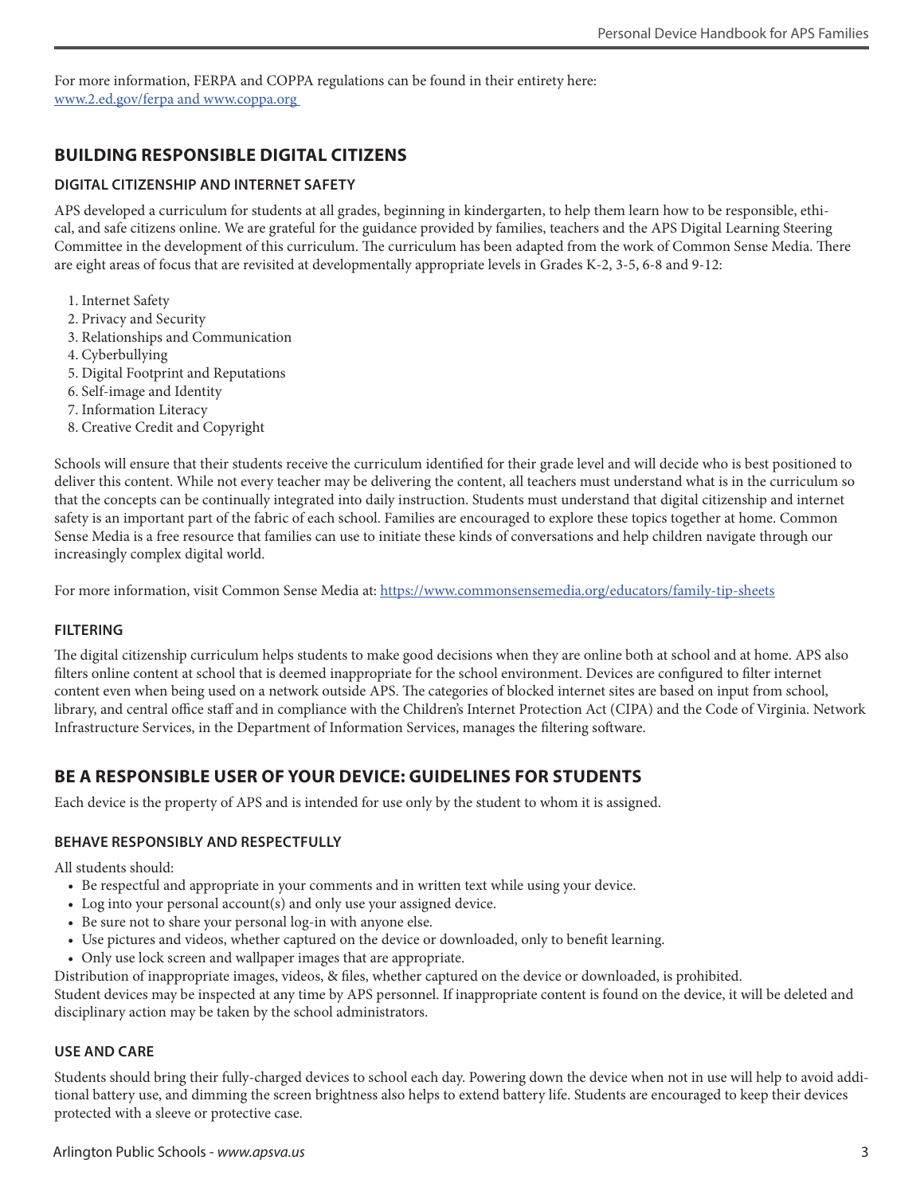For more information, FERPA and COPPA regulations can be found in their entirety here:
[www.2.ed.gov/ferpa and www.coppa.org](www.2.ed.gov/ferpa and www.coppa.org)

## BUILDING RESPONSIBLE DIGITAL CITIZENS

### DIGITAL CITIZENSHIP AND INTERNET SAFETY

APS developed a curriculum for students at all grades, beginning in kindergarten, to help them learn how to be responsible, ethical, and safe citizens online. We are grateful for the guidance provided by families, teachers and the APS Digital Learning Steering Committee in the development of this curriculum. The curriculum has been adapted from the work of Common Sense Media. There are eight areas of focus that are revisited at developmentally appropriate levels in Grades K-2, 3-5, 6-8 and 9-12:

1. Internet Safety
2. Privacy and Security
3. Relationships and Communication
4. Cyberbullying
5. Digital Footprint and Reputations
6. Self-image and Identity
7. Information Literacy
8. Creative Credit and Copyright

Schools will ensure that their students receive the curriculum identified for their grade level and will decide who is best positioned to deliver this content. While not every teacher may be delivering the content, all teachers must understand what is in the curriculum so that the concepts can be continually integrated into daily instruction. Students must understand that digital citizenship and internet safety is an important part of the fabric of each school. Families are encouraged to explore these topics together at home. Common Sense Media is a free resource that families can use to initiate these kinds of conversations and help children navigate through our increasingly complex digital world.

For more information, visit Common Sense Media at: [https://www.commonsensemedia.org/educators/family-tip-sheets](https://www.commonsensemedia.org/educators/family-tip-sheets)

### FILTERING

The digital citizenship curriculum helps students to make good decisions when they are online both at school and at home. APS also filters online content at school that is deemed inappropriate for the school environment. Devices are configured to filter internet content even when being used on a network outside APS. The categories of blocked internet sites are based on input from school, library, and central office staff and in compliance with the Children's Internet Protection Act (CIPA) and the Code of Virginia. Network Infrastructure Services, in the Department of Information Services, manages the filtering software.

## BE A RESPONSIBLE USER OF YOUR DEVICE: GUIDELINES FOR STUDENTS

Each device is the property of APS and is intended for use only by the student to whom it is assigned.

### BEHAVE RESPONSIBLY AND RESPECTFULLY

All students should:

- Be respectful and appropriate in your comments and in written text while using your device.
- Log into your personal account(s) and only use your assigned device.
- Be sure not to share your personal log-in with anyone else.
- Use pictures and videos, whether captured on the device or downloaded, only to benefit learning.
- Only use lock screen and wallpaper images that are appropriate.

Distribution of inappropriate images, videos, & files, whether captured on the device or downloaded, is prohibited.
Student devices may be inspected at any time by APS personnel. If inappropriate content is found on the device, it will be deleted and disciplinary action may be taken by the school administrators.

### USE AND CARE

Students should bring their fully-charged devices to school each day. Powering down the device when not in use will help to avoid additional battery use, and dimming the screen brightness also helps to extend battery life. Students are encouraged to keep their devices protected with a sleeve or protective case.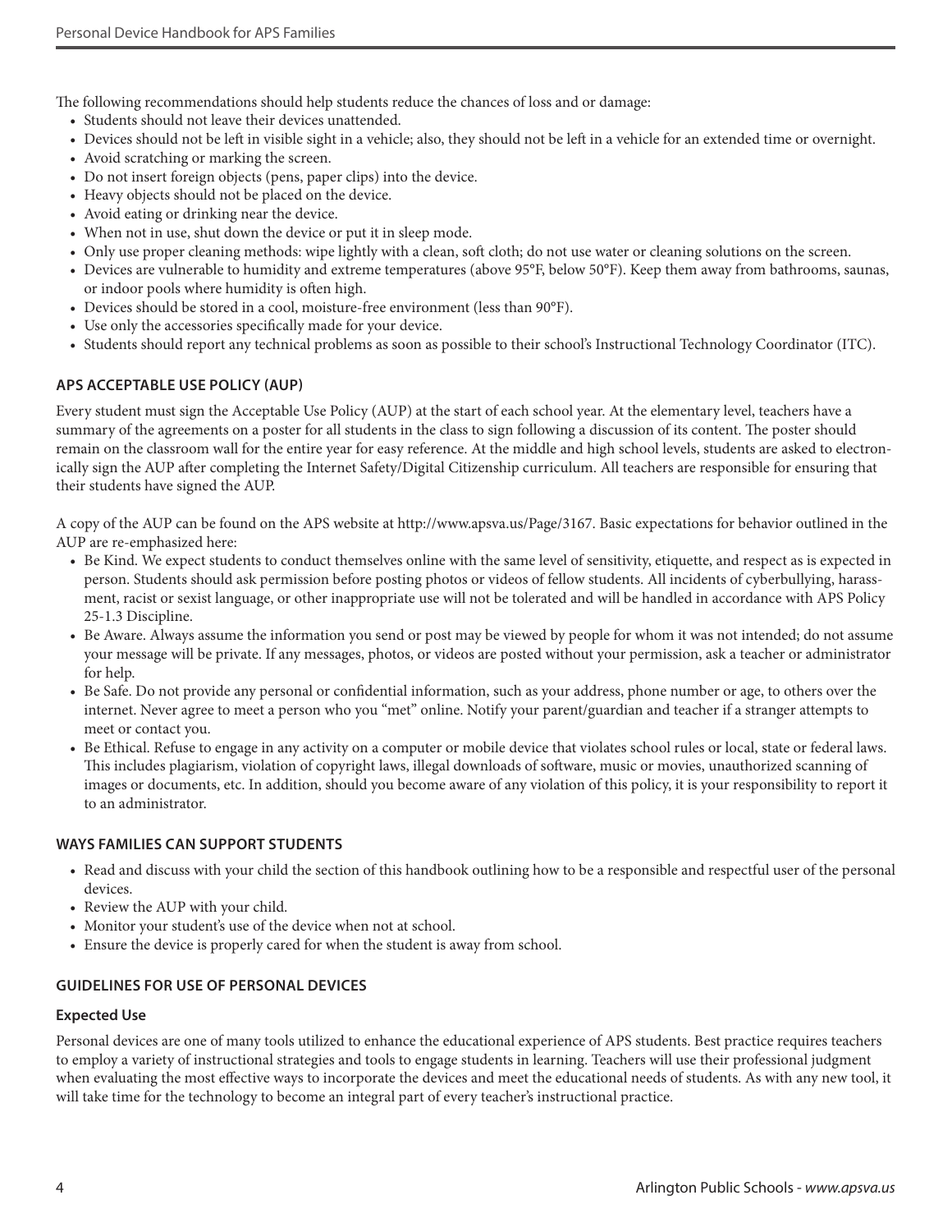The following recommendations should help students reduce the chances of loss and or damage:

- Students should not leave their devices unattended.
- Devices should not be left in visible sight in a vehicle; also, they should not be left in a vehicle for an extended time or overnight.
- Avoid scratching or marking the screen.
- Do not insert foreign objects (pens, paper clips) into the device.
- Heavy objects should not be placed on the device.
- Avoid eating or drinking near the device.
- When not in use, shut down the device or put it in sleep mode.
- Only use proper cleaning methods: wipe lightly with a clean, soft cloth; do not use water or cleaning solutions on the screen.
- Devices are vulnerable to humidity and extreme temperatures (above 95°F, below 50°F). Keep them away from bathrooms, saunas, or indoor pools where humidity is often high.
- Devices should be stored in a cool, moisture-free environment (less than 90°F).
- Use only the accessories specifically made for your device.
- Students should report any technical problems as soon as possible to their school's Instructional Technology Coordinator (ITC).

## APS ACCEPTABLE USE POLICY (AUP)

Every student must sign the Acceptable Use Policy (AUP) at the start of each school year. At the elementary level, teachers have a summary of the agreements on a poster for all students in the class to sign following a discussion of its content. The poster should remain on the classroom wall for the entire year for easy reference. At the middle and high school levels, students are asked to electronically sign the AUP after completing the Internet Safety/Digital Citizenship curriculum. All teachers are responsible for ensuring that their students have signed the AUP.

A copy of the AUP can be found on the APS website at http://www.apsva.us/Page/3167. Basic expectations for behavior outlined in the AUP are re-emphasized here:

- Be Kind. We expect students to conduct themselves online with the same level of sensitivity, etiquette, and respect as is expected in person. Students should ask permission before posting photos or videos of fellow students. All incidents of cyberbullying, harassment, racist or sexist language, or other inappropriate use will not be tolerated and will be handled in accordance with APS Policy 25-1.3 Discipline.
- Be Aware. Always assume the information you send or post may be viewed by people for whom it was not intended; do not assume your message will be private. If any messages, photos, or videos are posted without your permission, ask a teacher or administrator for help.
- Be Safe. Do not provide any personal or confidential information, such as your address, phone number or age, to others over the internet. Never agree to meet a person who you "met" online. Notify your parent/guardian and teacher if a stranger attempts to meet or contact you.
- Be Ethical. Refuse to engage in any activity on a computer or mobile device that violates school rules or local, state or federal laws. This includes plagiarism, violation of copyright laws, illegal downloads of software, music or movies, unauthorized scanning of images or documents, etc. In addition, should you become aware of any violation of this policy, it is your responsibility to report it to an administrator.

## WAYS FAMILIES CAN SUPPORT STUDENTS

- Read and discuss with your child the section of this handbook outlining how to be a responsible and respectful user of the personal devices.
- Review the AUP with your child.
- Monitor your student's use of the device when not at school.
- Ensure the device is properly cared for when the student is away from school.

## GUIDELINES FOR USE OF PERSONAL DEVICES

### Expected Use

Personal devices are one of many tools utilized to enhance the educational experience of APS students. Best practice requires teachers to employ a variety of instructional strategies and tools to engage students in learning. Teachers will use their professional judgment when evaluating the most effective ways to incorporate the devices and meet the educational needs of students. As with any new tool, it will take time for the technology to become an integral part of every teacher's instructional practice.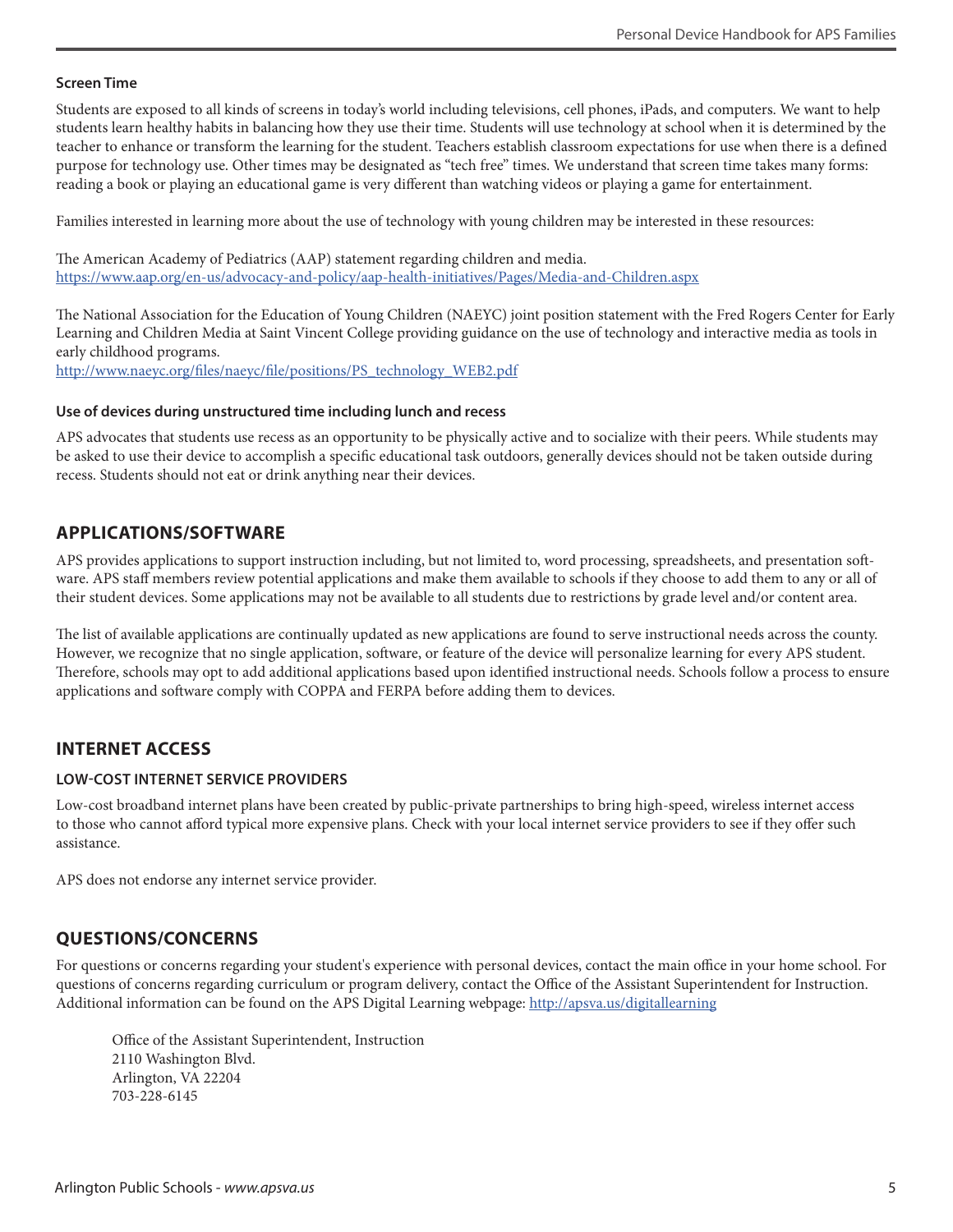### Screen Time

Students are exposed to all kinds of screens in today's world including televisions, cell phones, iPads, and computers. We want to help students learn healthy habits in balancing how they use their time. Students will use technology at school when it is determined by the teacher to enhance or transform the learning for the student. Teachers establish classroom expectations for use when there is a defined purpose for technology use. Other times may be designated as "tech free" times. We understand that screen time takes many forms: reading a book or playing an educational game is very different than watching videos or playing a game for entertainment.

Families interested in learning more about the use of technology with young children may be interested in these resources:

The American Academy of Pediatrics (AAP) statement regarding children and media.
https://www.aap.org/en-us/advocacy-and-policy/aap-health-initiatives/Pages/Media-and-Children.aspx

The National Association for the Education of Young Children (NAEYC) joint position statement with the Fred Rogers Center for Early Learning and Children Media at Saint Vincent College providing guidance on the use of technology and interactive media as tools in early childhood programs.
http://www.naeyc.org/files/naeyc/file/positions/PS_technology_WEB2.pdf

### Use of devices during unstructured time including lunch and recess

APS advocates that students use recess as an opportunity to be physically active and to socialize with their peers. While students may be asked to use their device to accomplish a specific educational task outdoors, generally devices should not be taken outside during recess. Students should not eat or drink anything near their devices.

## APPLICATIONS/SOFTWARE

APS provides applications to support instruction including, but not limited to, word processing, spreadsheets, and presentation software. APS staff members review potential applications and make them available to schools if they choose to add them to any or all of their student devices. Some applications may not be available to all students due to restrictions by grade level and/or content area.

The list of available applications are continually updated as new applications are found to serve instructional needs across the county. However, we recognize that no single application, software, or feature of the device will personalize learning for every APS student. Therefore, schools may opt to add additional applications based upon identified instructional needs. Schools follow a process to ensure applications and software comply with COPPA and FERPA before adding them to devices.

## INTERNET ACCESS

### LOW-COST INTERNET SERVICE PROVIDERS

Low-cost broadband internet plans have been created by public-private partnerships to bring high-speed, wireless internet access to those who cannot afford typical more expensive plans. Check with your local internet service providers to see if they offer such assistance.

APS does not endorse any internet service provider.

## QUESTIONS/CONCERNS

For questions or concerns regarding your student's experience with personal devices, contact the main office in your home school. For questions of concerns regarding curriculum or program delivery, contact the Office of the Assistant Superintendent for Instruction. Additional information can be found on the APS Digital Learning webpage: http://apsva.us/digitallearning

Office of the Assistant Superintendent, Instruction
2110 Washington Blvd.
Arlington, VA 22204
703-228-6145